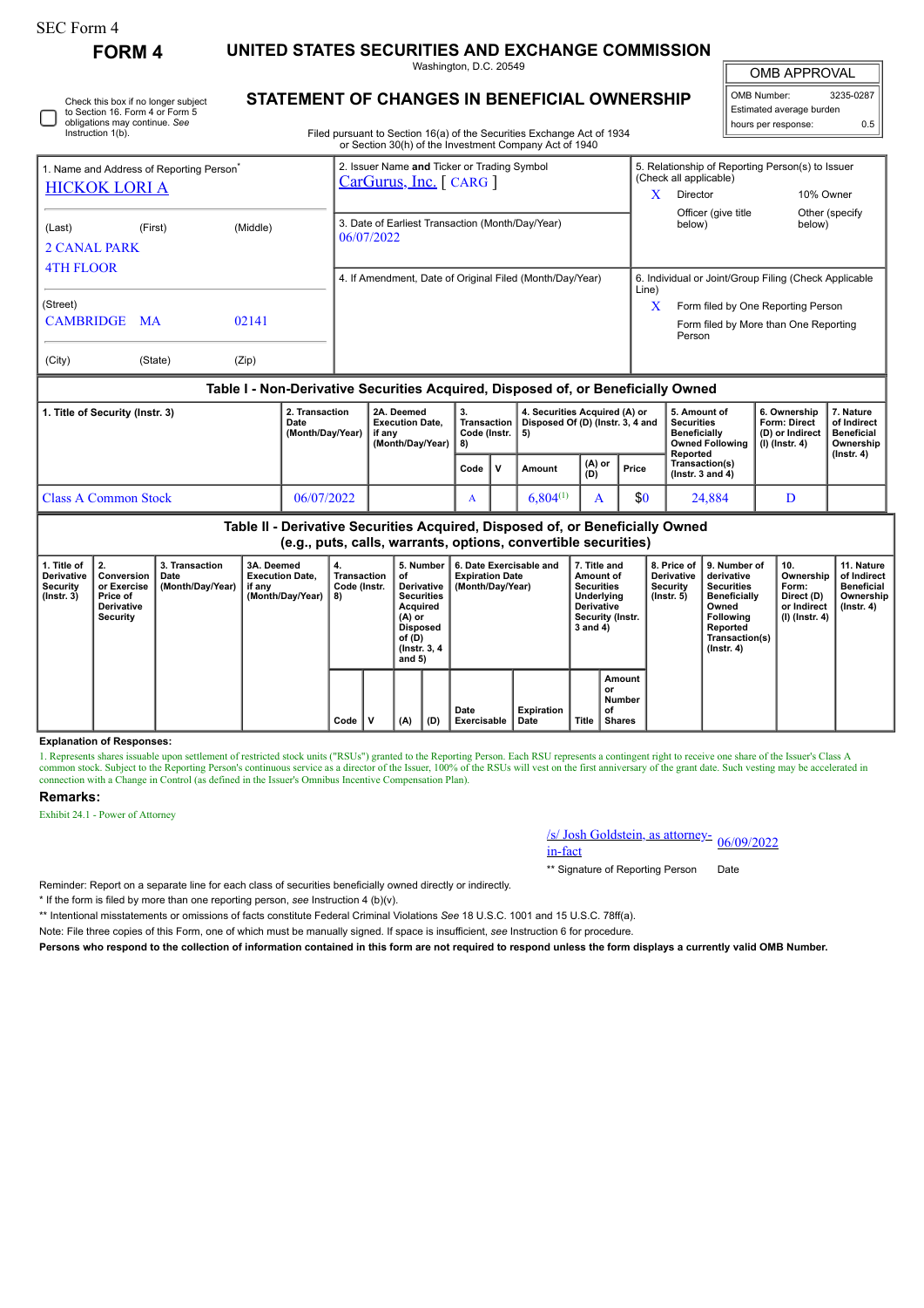SEC Form 4

**FORM 4**

# UNITED STATES SECURITIES AND EXCHANGE COMMISSION

Washington, D.C. 20549

## STATEMENT OF CHANGES IN BENEFICIAL OWNERSHIP

Filed pursuant to Section 16(a) of the Securities Exchange Act of 1934 or Section 30(h) of the Investment Company Act of 1940

| OMB APPROVAL | |
|---|---|
| OMB Number: | 3235-0287 |
| Estimated average burden | |
| hours per response: | 0.5 |

☐ Check this box if no longer subject to Section 16. Form 4 or Form 5 obligations may continue. *See* Instruction 1(b).

| 1. Name and Address of Reporting Person* | 2. Issuer Name **and** Ticker or Trading Symbol | 5. Relationship of Reporting Person(s) to Issuer (Check all applicable) |
|---|---|---|
| HICKOK LORI A | CarGurus, Inc. [ CARG ] | X Director; 10% Owner; Officer (give title below); Other (specify below) |
| (Last) (First) (Middle) | 3. Date of Earliest Transaction (Month/Day/Year) | |
| 2 CANAL PARK 4TH FLOOR | 06/07/2022 | |
| (Street) | 4. If Amendment, Date of Original Filed (Month/Day/Year) | 6. Individual or Joint/Group Filing (Check Applicable Line) |
| CAMBRIDGE MA 02141 | | X Form filed by One Reporting Person; Form filed by More than One Reporting Person |
| (City) (State) (Zip) | | |

### Table I - Non-Derivative Securities Acquired, Disposed of, or Beneficially Owned

| 1. Title of Security (Instr. 3) | 2. Transaction Date (Month/Day/Year) | 2A. Deemed Execution Date, if any (Month/Day/Year) | 3. Transaction Code (Instr. 8) | | 4. Securities Acquired (A) or Disposed Of (D) (Instr. 3, 4 and 5) | | | 5. Amount of Securities Beneficially Owned Following Reported Transaction(s) (Instr. 3 and 4) | 6. Ownership Form: Direct (D) or Indirect (I) (Instr. 4) | 7. Nature of Indirect Beneficial Ownership (Instr. 4) |
|---|---|---|---|---|---|---|---|---|---|---|
| | | | Code | V | Amount | (A) or (D) | Price | | | |
| Class A Common Stock | 06/07/2022 | | A | | 6,804[1] | A | $0 | 24,884 | D | |

### Table II - Derivative Securities Acquired, Disposed of, or Beneficially Owned (e.g., puts, calls, warrants, options, convertible securities)

| 1. Title of Derivative Security (Instr. 3) | 2. Conversion or Exercise Price of Derivative Security | 3. Transaction Date (Month/Day/Year) | 3A. Deemed Execution Date, if any (Month/Day/Year) | 4. Transaction Code (Instr. 8) | | 5. Number of Derivative Securities Acquired (A) or Disposed of (D) (Instr. 3, 4 and 5) | | 6. Date Exercisable and Expiration Date (Month/Day/Year) | | 7. Title and Amount of Securities Underlying Derivative Security (Instr. 3 and 4) | | 8. Price of Derivative Security (Instr. 5) | 9. Number of derivative Securities Beneficially Owned Following Reported Transaction(s) (Instr. 4) | 10. Ownership Form: Direct (D) or Indirect (I) (Instr. 4) | 11. Nature of Indirect Beneficial Ownership (Instr. 4) |
|---|---|---|---|---|---|---|---|---|---|---|---|---|---|---|---|
| | | | | Code | V | (A) | (D) | Date Exercisable | Expiration Date | Title | Amount or Number of Shares | | | | |

**Explanation of Responses:**

1. Represents shares issuable upon settlement of restricted stock units ("RSUs") granted to the Reporting Person. Each RSU represents a contingent right to receive one share of the Issuer's Class A common stock. Subject to the Reporting Person's continuous service as a director of the Issuer, 100% of the RSUs will vest on the first anniversary of the grant date. Such vesting may be accelerated in connection with a Change in Control (as defined in the Issuer's Omnibus Incentive Compensation Plan).

**Remarks:**

Exhibit 24.1 - Power of Attorney

| /s/ Josh Goldstein, as attorney-in-fact | 06/09/2022 |
|---|---|
| ** Signature of Reporting Person | Date |

Reminder: Report on a separate line for each class of securities beneficially owned directly or indirectly.

\* If the form is filed by more than one reporting person, *see* Instruction 4 (b)(v).

\*\* Intentional misstatements or omissions of facts constitute Federal Criminal Violations *See* 18 U.S.C. 1001 and 15 U.S.C. 78ff(a).

Note: File three copies of this Form, one of which must be manually signed. If space is insufficient, *see* Instruction 6 for procedure.

**Persons who respond to the collection of information contained in this form are not required to respond unless the form displays a currently valid OMB Number.**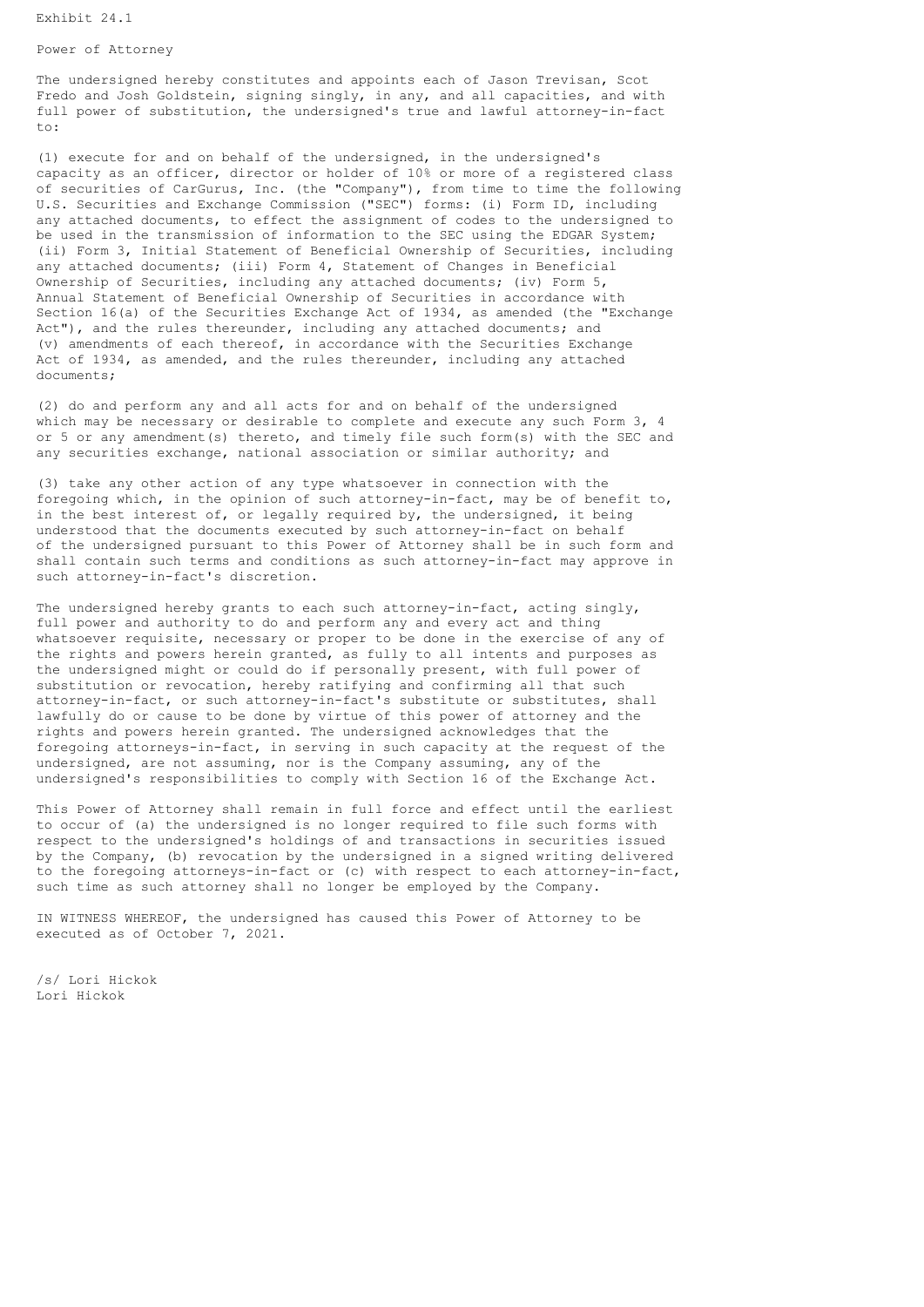Exhibit 24.1

# Power of Attorney

The undersigned hereby constitutes and appoints each of Jason Trevisan, Scot Fredo and Josh Goldstein, signing singly, in any, and all capacities, and with full power of substitution, the undersigned's true and lawful attorney-in-fact to:

(1) execute for and on behalf of the undersigned, in the undersigned's capacity as an officer, director or holder of 10% or more of a registered class of securities of CarGurus, Inc. (the "Company"), from time to time the following U.S. Securities and Exchange Commission ("SEC") forms: (i) Form ID, including any attached documents, to effect the assignment of codes to the undersigned to be used in the transmission of information to the SEC using the EDGAR System; (ii) Form 3, Initial Statement of Beneficial Ownership of Securities, including any attached documents; (iii) Form 4, Statement of Changes in Beneficial Ownership of Securities, including any attached documents; (iv) Form 5, Annual Statement of Beneficial Ownership of Securities in accordance with Section 16(a) of the Securities Exchange Act of 1934, as amended (the "Exchange Act"), and the rules thereunder, including any attached documents; and (v) amendments of each thereof, in accordance with the Securities Exchange Act of 1934, as amended, and the rules thereunder, including any attached documents;

(2) do and perform any and all acts for and on behalf of the undersigned which may be necessary or desirable to complete and execute any such Form 3, 4 or 5 or any amendment(s) thereto, and timely file such form(s) with the SEC and any securities exchange, national association or similar authority; and

(3) take any other action of any type whatsoever in connection with the foregoing which, in the opinion of such attorney-in-fact, may be of benefit to, in the best interest of, or legally required by, the undersigned, it being understood that the documents executed by such attorney-in-fact on behalf of the undersigned pursuant to this Power of Attorney shall be in such form and shall contain such terms and conditions as such attorney-in-fact may approve in such attorney-in-fact's discretion.

The undersigned hereby grants to each such attorney-in-fact, acting singly, full power and authority to do and perform any and every act and thing whatsoever requisite, necessary or proper to be done in the exercise of any of the rights and powers herein granted, as fully to all intents and purposes as the undersigned might or could do if personally present, with full power of substitution or revocation, hereby ratifying and confirming all that such attorney-in-fact, or such attorney-in-fact's substitute or substitutes, shall lawfully do or cause to be done by virtue of this power of attorney and the rights and powers herein granted. The undersigned acknowledges that the foregoing attorneys-in-fact, in serving in such capacity at the request of the undersigned, are not assuming, nor is the Company assuming, any of the undersigned's responsibilities to comply with Section 16 of the Exchange Act.

This Power of Attorney shall remain in full force and effect until the earliest to occur of (a) the undersigned is no longer required to file such forms with respect to the undersigned's holdings of and transactions in securities issued by the Company, (b) revocation by the undersigned in a signed writing delivered to the foregoing attorneys-in-fact or (c) with respect to each attorney-in-fact, such time as such attorney shall no longer be employed by the Company.

IN WITNESS WHEREOF, the undersigned has caused this Power of Attorney to be executed as of October 7, 2021.

/s/ Lori Hickok
Lori Hickok